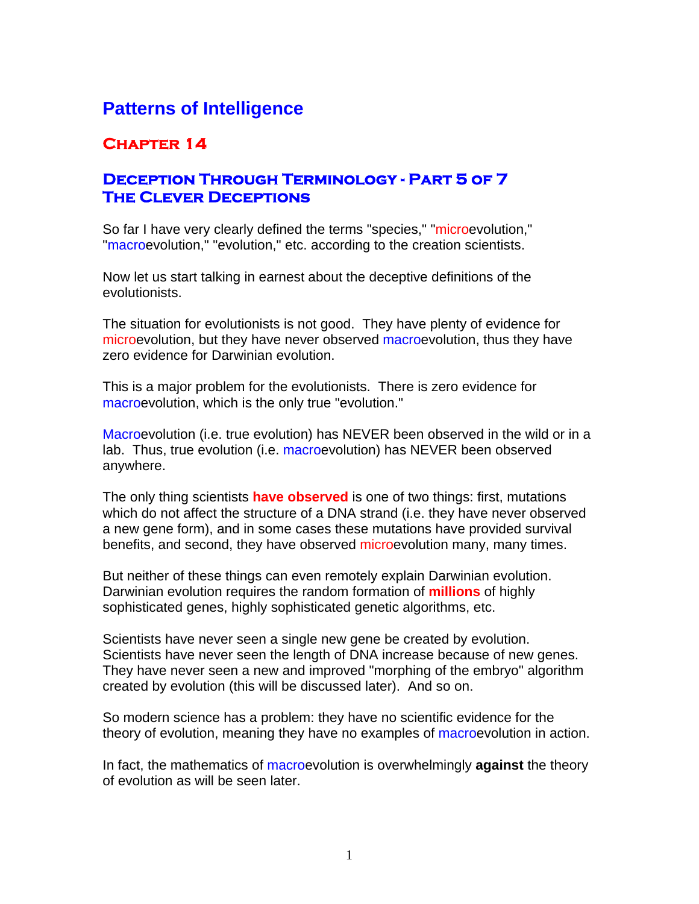# Patterns of Intelligence

## Chapter 14

### Deception Through Terminology - Part 5 of 7
### The Clever Deceptions

So far I have very clearly defined the terms "species," "microevolution," "macroevolution," "evolution," etc. according to the creation scientists.

Now let us start talking in earnest about the deceptive definitions of the evolutionists.

The situation for evolutionists is not good. They have plenty of evidence for microevolution, but they have never observed macroevolution, thus they have zero evidence for Darwinian evolution.

This is a major problem for the evolutionists. There is zero evidence for macroevolution, which is the only true "evolution."

Macroevolution (i.e. true evolution) has NEVER been observed in the wild or in a lab. Thus, true evolution (i.e. macroevolution) has NEVER been observed anywhere.

The only thing scientists **have observed** is one of two things: first, mutations which do not affect the structure of a DNA strand (i.e. they have never observed a new gene form), and in some cases these mutations have provided survival benefits, and second, they have observed microevolution many, many times.

But neither of these things can even remotely explain Darwinian evolution. Darwinian evolution requires the random formation of **millions** of highly sophisticated genes, highly sophisticated genetic algorithms, etc.

Scientists have never seen a single new gene be created by evolution. Scientists have never seen the length of DNA increase because of new genes. They have never seen a new and improved "morphing of the embryo" algorithm created by evolution (this will be discussed later). And so on.

So modern science has a problem: they have no scientific evidence for the theory of evolution, meaning they have no examples of macroevolution in action.

In fact, the mathematics of macroevolution is overwhelmingly **against** the theory of evolution as will be seen later.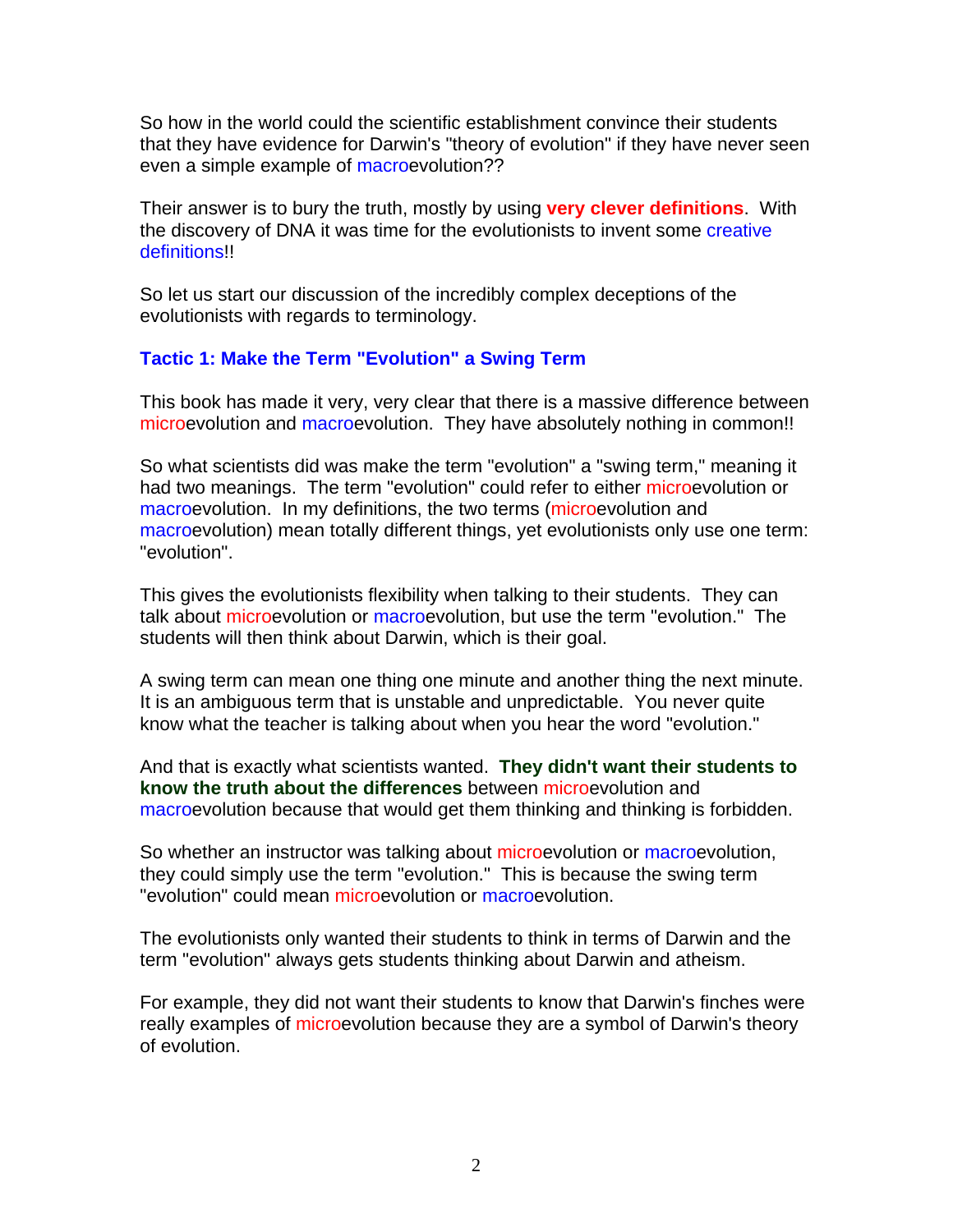So how in the world could the scientific establishment convince their students that they have evidence for Darwin's "theory of evolution" if they have never seen even a simple example of macroevolution??

Their answer is to bury the truth, mostly by using **very clever definitions**. With the discovery of DNA it was time for the evolutionists to invent some creative definitions!!

So let us start our discussion of the incredibly complex deceptions of the evolutionists with regards to terminology.

### Tactic 1: Make the Term "Evolution" a Swing Term

This book has made it very, very clear that there is a massive difference between microevolution and macroevolution. They have absolutely nothing in common!!

So what scientists did was make the term "evolution" a "swing term," meaning it had two meanings. The term "evolution" could refer to either microevolution or macroevolution. In my definitions, the two terms (microevolution and macroevolution) mean totally different things, yet evolutionists only use one term: "evolution".

This gives the evolutionists flexibility when talking to their students. They can talk about microevolution or macroevolution, but use the term "evolution." The students will then think about Darwin, which is their goal.

A swing term can mean one thing one minute and another thing the next minute. It is an ambiguous term that is unstable and unpredictable. You never quite know what the teacher is talking about when you hear the word "evolution."

And that is exactly what scientists wanted. **They didn't want their students to know the truth about the differences** between microevolution and macroevolution because that would get them thinking and thinking is forbidden.

So whether an instructor was talking about microevolution or macroevolution, they could simply use the term "evolution." This is because the swing term "evolution" could mean microevolution or macroevolution.

The evolutionists only wanted their students to think in terms of Darwin and the term "evolution" always gets students thinking about Darwin and atheism.

For example, they did not want their students to know that Darwin's finches were really examples of microevolution because they are a symbol of Darwin's theory of evolution.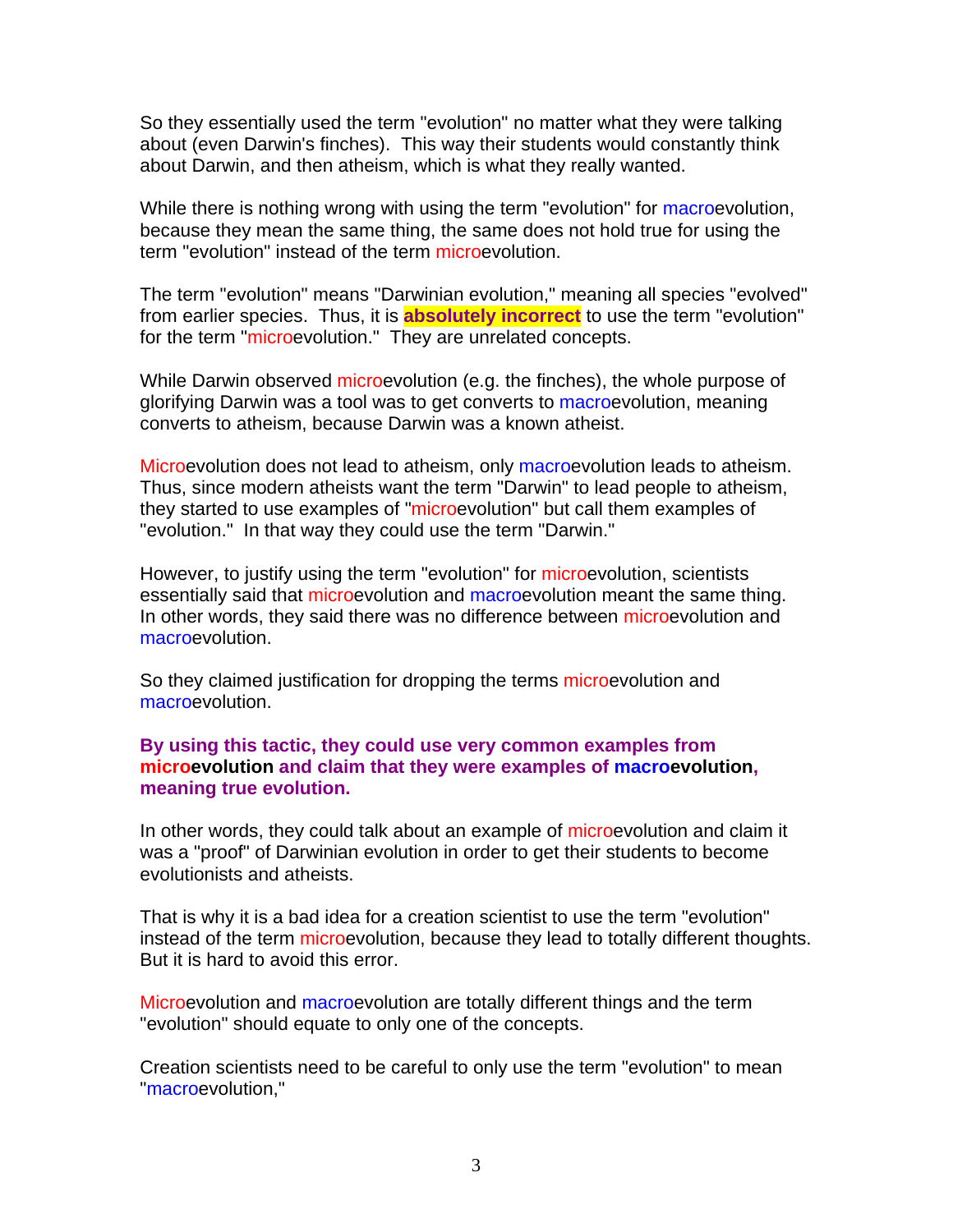So they essentially used the term "evolution" no matter what they were talking about (even Darwin's finches). This way their students would constantly think about Darwin, and then atheism, which is what they really wanted.

While there is nothing wrong with using the term "evolution" for macroevolution, because they mean the same thing, the same does not hold true for using the term "evolution" instead of the term microevolution.

The term "evolution" means "Darwinian evolution," meaning all species "evolved" from earlier species. Thus, it is **absolutely incorrect** to use the term "evolution" for the term "microevolution." They are unrelated concepts.

While Darwin observed microevolution (e.g. the finches), the whole purpose of glorifying Darwin was a tool was to get converts to macroevolution, meaning converts to atheism, because Darwin was a known atheist.

Microevolution does not lead to atheism, only macroevolution leads to atheism. Thus, since modern atheists want the term "Darwin" to lead people to atheism, they started to use examples of "microevolution" but call them examples of "evolution." In that way they could use the term "Darwin."

However, to justify using the term "evolution" for microevolution, scientists essentially said that microevolution and macroevolution meant the same thing. In other words, they said there was no difference between microevolution and macroevolution.

So they claimed justification for dropping the terms microevolution and macroevolution.

**By using this tactic, they could use very common examples from microevolution and claim that they were examples of macroevolution, meaning true evolution.**

In other words, they could talk about an example of microevolution and claim it was a "proof" of Darwinian evolution in order to get their students to become evolutionists and atheists.

That is why it is a bad idea for a creation scientist to use the term "evolution" instead of the term microevolution, because they lead to totally different thoughts. But it is hard to avoid this error.

Microevolution and macroevolution are totally different things and the term "evolution" should equate to only one of the concepts.

Creation scientists need to be careful to only use the term "evolution" to mean "macroevolution,"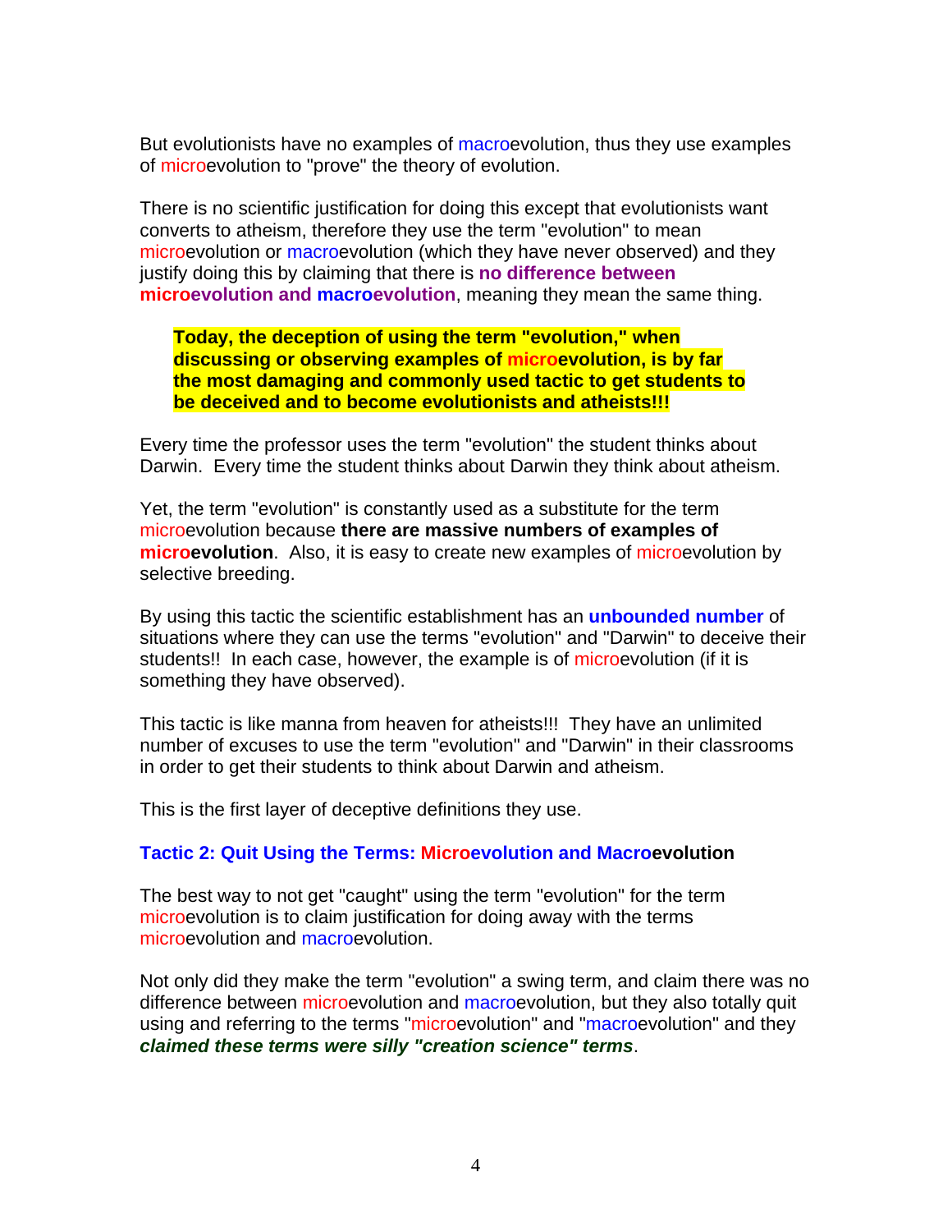But evolutionists have no examples of macroevolution, thus they use examples of microevolution to "prove" the theory of evolution.

There is no scientific justification for doing this except that evolutionists want converts to atheism, therefore they use the term "evolution" to mean microevolution or macroevolution (which they have never observed) and they justify doing this by claiming that there is **no difference between microevolution and macroevolution**, meaning they mean the same thing.

> **Today, the deception of using the term "evolution," when discussing or observing examples of microevolution, is by far the most damaging and commonly used tactic to get students to be deceived and to become evolutionists and atheists!!!**

Every time the professor uses the term "evolution" the student thinks about Darwin. Every time the student thinks about Darwin they think about atheism.

Yet, the term "evolution" is constantly used as a substitute for the term microevolution because **there are massive numbers of examples of microevolution**. Also, it is easy to create new examples of microevolution by selective breeding.

By using this tactic the scientific establishment has an **unbounded number** of situations where they can use the terms "evolution" and "Darwin" to deceive their students!! In each case, however, the example is of microevolution (if it is something they have observed).

This tactic is like manna from heaven for atheists!!! They have an unlimited number of excuses to use the term "evolution" and "Darwin" in their classrooms in order to get their students to think about Darwin and atheism.

This is the first layer of deceptive definitions they use.

### Tactic 2: Quit Using the Terms: Microevolution and Macroevolution

The best way to not get "caught" using the term "evolution" for the term microevolution is to claim justification for doing away with the terms microevolution and macroevolution.

Not only did they make the term "evolution" a swing term, and claim there was no difference between microevolution and macroevolution, but they also totally quit using and referring to the terms "microevolution" and "macroevolution" and they ***claimed these terms were silly "creation science" terms***.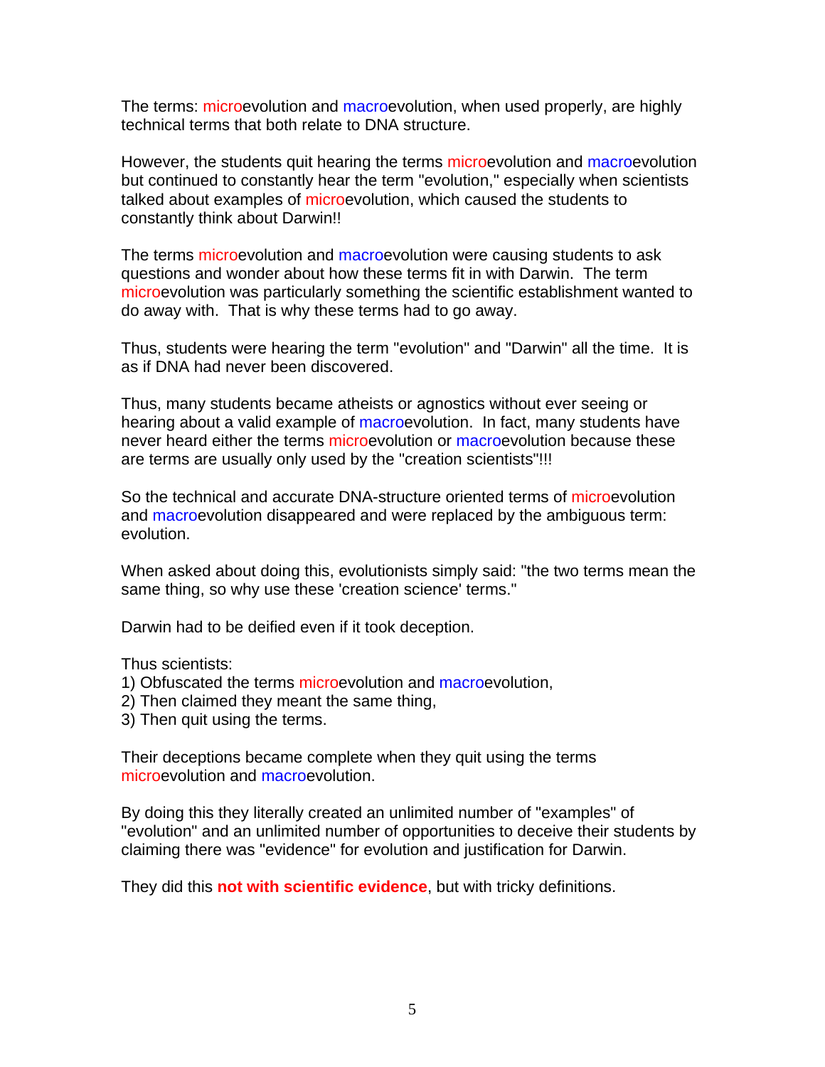The terms: microevolution and macroevolution, when used properly, are highly technical terms that both relate to DNA structure.

However, the students quit hearing the terms microevolution and macroevolution but continued to constantly hear the term "evolution," especially when scientists talked about examples of microevolution, which caused the students to constantly think about Darwin!!

The terms microevolution and macroevolution were causing students to ask questions and wonder about how these terms fit in with Darwin. The term microevolution was particularly something the scientific establishment wanted to do away with. That is why these terms had to go away.

Thus, students were hearing the term "evolution" and "Darwin" all the time. It is as if DNA had never been discovered.

Thus, many students became atheists or agnostics without ever seeing or hearing about a valid example of macroevolution. In fact, many students have never heard either the terms microevolution or macroevolution because these are terms are usually only used by the "creation scientists"!!!

So the technical and accurate DNA-structure oriented terms of microevolution and macroevolution disappeared and were replaced by the ambiguous term: evolution.

When asked about doing this, evolutionists simply said: "the two terms mean the same thing, so why use these 'creation science' terms."

Darwin had to be deified even if it took deception.

Thus scientists:
1) Obfuscated the terms microevolution and macroevolution,
2) Then claimed they meant the same thing,
3) Then quit using the terms.

Their deceptions became complete when they quit using the terms microevolution and macroevolution.

By doing this they literally created an unlimited number of "examples" of "evolution" and an unlimited number of opportunities to deceive their students by claiming there was "evidence" for evolution and justification for Darwin.

They did this **not with scientific evidence**, but with tricky definitions.